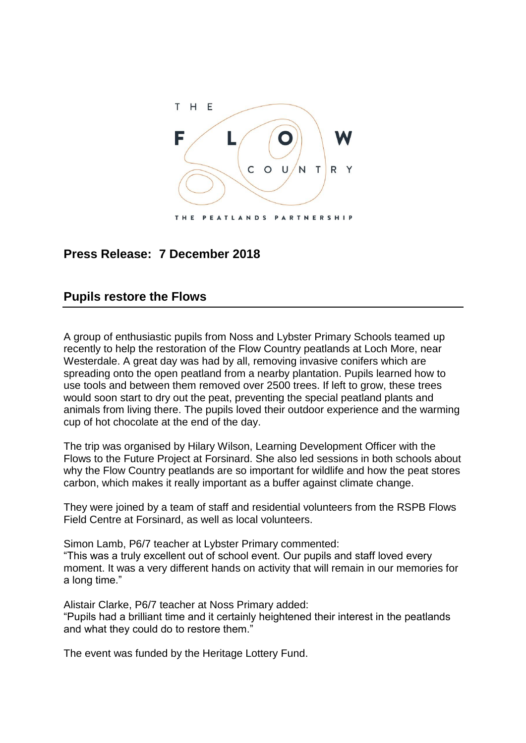THE FLOW COUNTRY

THE PEATLANDS PARTNERSHIP

## Press Release: 7 December 2018

## Pupils restore the Flows

A group of enthusiastic pupils from Noss and Lybster Primary Schools teamed up recently to help the restoration of the Flow Country peatlands at Loch More, near Westerdale. A great day was had by all, removing invasive conifers which are spreading onto the open peatland from a nearby plantation. Pupils learned how to use tools and between them removed over 2500 trees. If left to grow, these trees would soon start to dry out the peat, preventing the special peatland plants and animals from living there. The pupils loved their outdoor experience and the warming cup of hot chocolate at the end of the day.

The trip was organised by Hilary Wilson, Learning Development Officer with the Flows to the Future Project at Forsinard. She also led sessions in both schools about why the Flow Country peatlands are so important for wildlife and how the peat stores carbon, which makes it really important as a buffer against climate change.

They were joined by a team of staff and residential volunteers from the RSPB Flows Field Centre at Forsinard, as well as local volunteers.

Simon Lamb, P6/7 teacher at Lybster Primary commented:
"This was a truly excellent out of school event. Our pupils and staff loved every moment. It was a very different hands on activity that will remain in our memories for a long time."

Alistair Clarke, P6/7 teacher at Noss Primary added:
"Pupils had a brilliant time and it certainly heightened their interest in the peatlands and what they could do to restore them."

The event was funded by the Heritage Lottery Fund.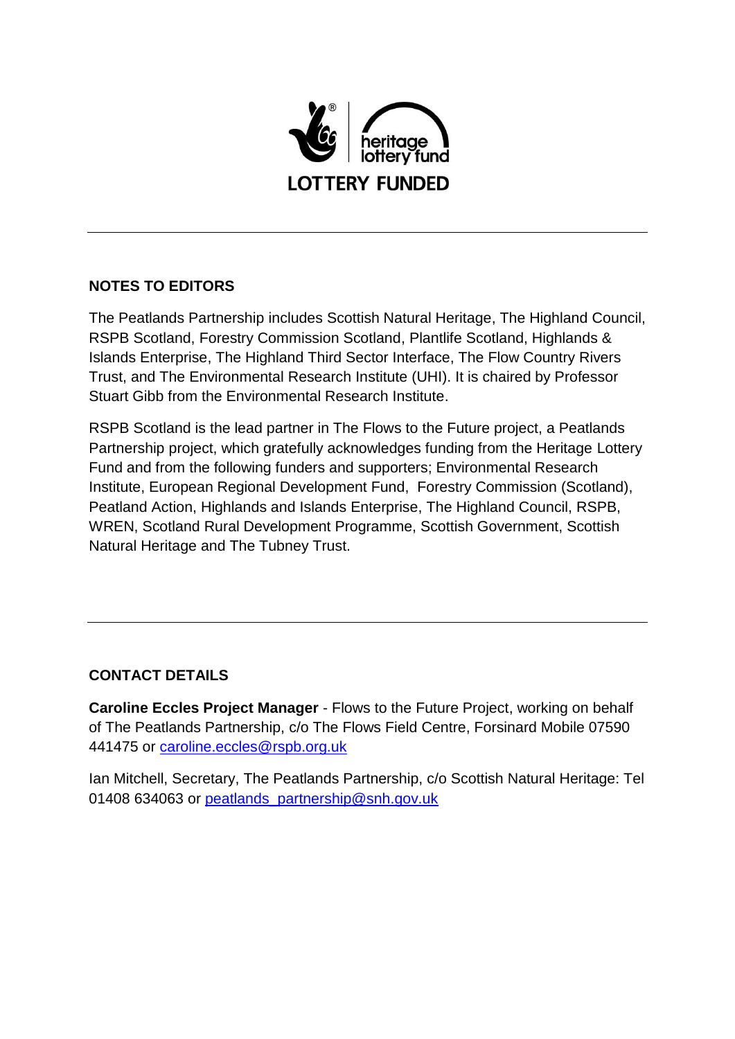LOTTERY FUNDED

---

**NOTES TO EDITORS**

The Peatlands Partnership includes Scottish Natural Heritage, The Highland Council, RSPB Scotland, Forestry Commission Scotland, Plantlife Scotland, Highlands & Islands Enterprise, The Highland Third Sector Interface, The Flow Country Rivers Trust, and The Environmental Research Institute (UHI). It is chaired by Professor Stuart Gibb from the Environmental Research Institute.

RSPB Scotland is the lead partner in The Flows to the Future project, a Peatlands Partnership project, which gratefully acknowledges funding from the Heritage Lottery Fund and from the following funders and supporters; Environmental Research Institute, European Regional Development Fund, Forestry Commission (Scotland), Peatland Action, Highlands and Islands Enterprise, The Highland Council, RSPB, WREN, Scotland Rural Development Programme, Scottish Government, Scottish Natural Heritage and The Tubney Trust.

---

**CONTACT DETAILS**

**Caroline Eccles Project Manager** - Flows to the Future Project, working on behalf of The Peatlands Partnership, c/o The Flows Field Centre, Forsinard Mobile 07590 441475 or caroline.eccles@rspb.org.uk

Ian Mitchell, Secretary, The Peatlands Partnership, c/o Scottish Natural Heritage: Tel 01408 634063 or peatlands_partnership@snh.gov.uk